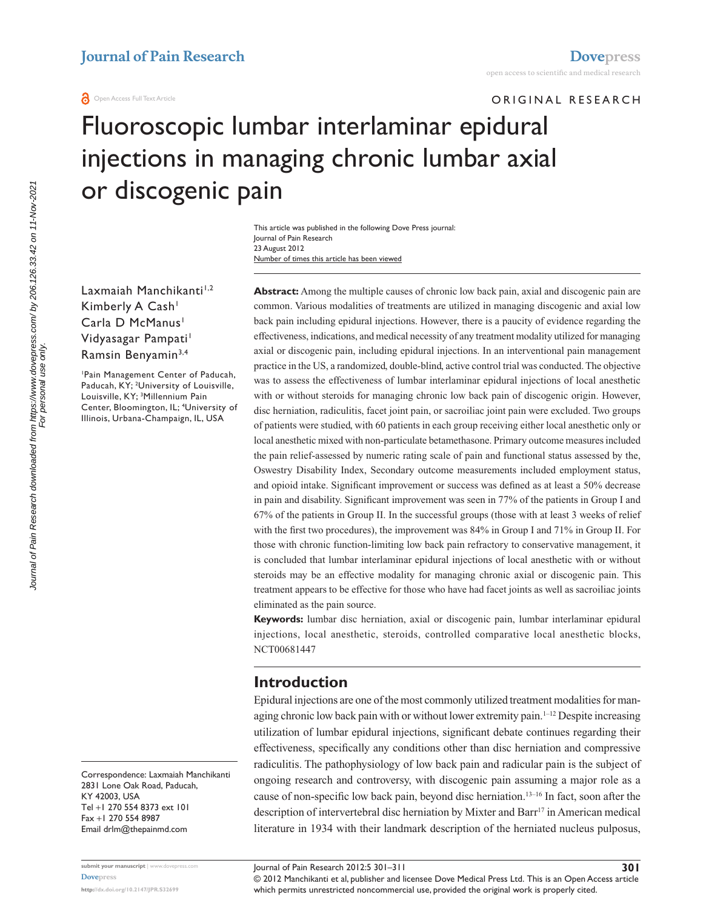ORIGINAL RESEARCH

# Fluoroscopic lumbar interlaminar epidural injections in managing chronic lumbar axial or discogenic pain

Laxmaiah Manchikanti[1,2]
Kimberly A Cash[1]
Carla D McManus[1]
Vidyasagar Pampati[1]
Ramsin Benyamin[3,4]

[1]Pain Management Center of Paducah, Paducah, KY; [2]University of Louisville, Louisville, KY; [3]Millennium Pain Center, Bloomington, IL; [4]University of Illinois, Urbana-Champaign, IL, USA

Correspondence: Laxmaiah Manchikanti
2831 Lone Oak Road, Paducah, KY 42003, USA
Tel +1 270 554 8373 ext 101
Fax +1 270 554 8987
Email drlm@thepainmd.com

**Abstract:** Among the multiple causes of chronic low back pain, axial and discogenic pain are common. Various modalities of treatments are utilized in managing discogenic and axial low back pain including epidural injections. However, there is a paucity of evidence regarding the effectiveness, indications, and medical necessity of any treatment modality utilized for managing axial or discogenic pain, including epidural injections. In an interventional pain management practice in the US, a randomized, double-blind, active control trial was conducted. The objective was to assess the effectiveness of lumbar interlaminar epidural injections of local anesthetic with or without steroids for managing chronic low back pain of discogenic origin. However, disc herniation, radiculitis, facet joint pain, or sacroiliac joint pain were excluded. Two groups of patients were studied, with 60 patients in each group receiving either local anesthetic only or local anesthetic mixed with non-particulate betamethasone. Primary outcome measures included the pain relief-assessed by numeric rating scale of pain and functional status assessed by the, Oswestry Disability Index, Secondary outcome measurements included employment status, and opioid intake. Significant improvement or success was defined as at least a 50% decrease in pain and disability. Significant improvement was seen in 77% of the patients in Group I and 67% of the patients in Group II. In the successful groups (those with at least 3 weeks of relief with the first two procedures), the improvement was 84% in Group I and 71% in Group II. For those with chronic function-limiting low back pain refractory to conservative management, it is concluded that lumbar interlaminar epidural injections of local anesthetic with or without steroids may be an effective modality for managing chronic axial or discogenic pain. This treatment appears to be effective for those who have had facet joints as well as sacroiliac joints eliminated as the pain source.

**Keywords:** lumbar disc herniation, axial or discogenic pain, lumbar interlaminar epidural injections, local anesthetic, steroids, controlled comparative local anesthetic blocks, NCT00681447

## Introduction

Epidural injections are one of the most commonly utilized treatment modalities for managing chronic low back pain with or without lower extremity pain.[1–12] Despite increasing utilization of lumbar epidural injections, significant debate continues regarding their effectiveness, specifically any conditions other than disc herniation and compressive radiculitis. The pathophysiology of low back pain and radicular pain is the subject of ongoing research and controversy, with discogenic pain assuming a major role as a cause of non-specific low back pain, beyond disc herniation.[13–16] In fact, soon after the description of intervertebral disc herniation by Mixter and Barr[17] in American medical literature in 1934 with their landmark description of the herniated nucleus pulposus,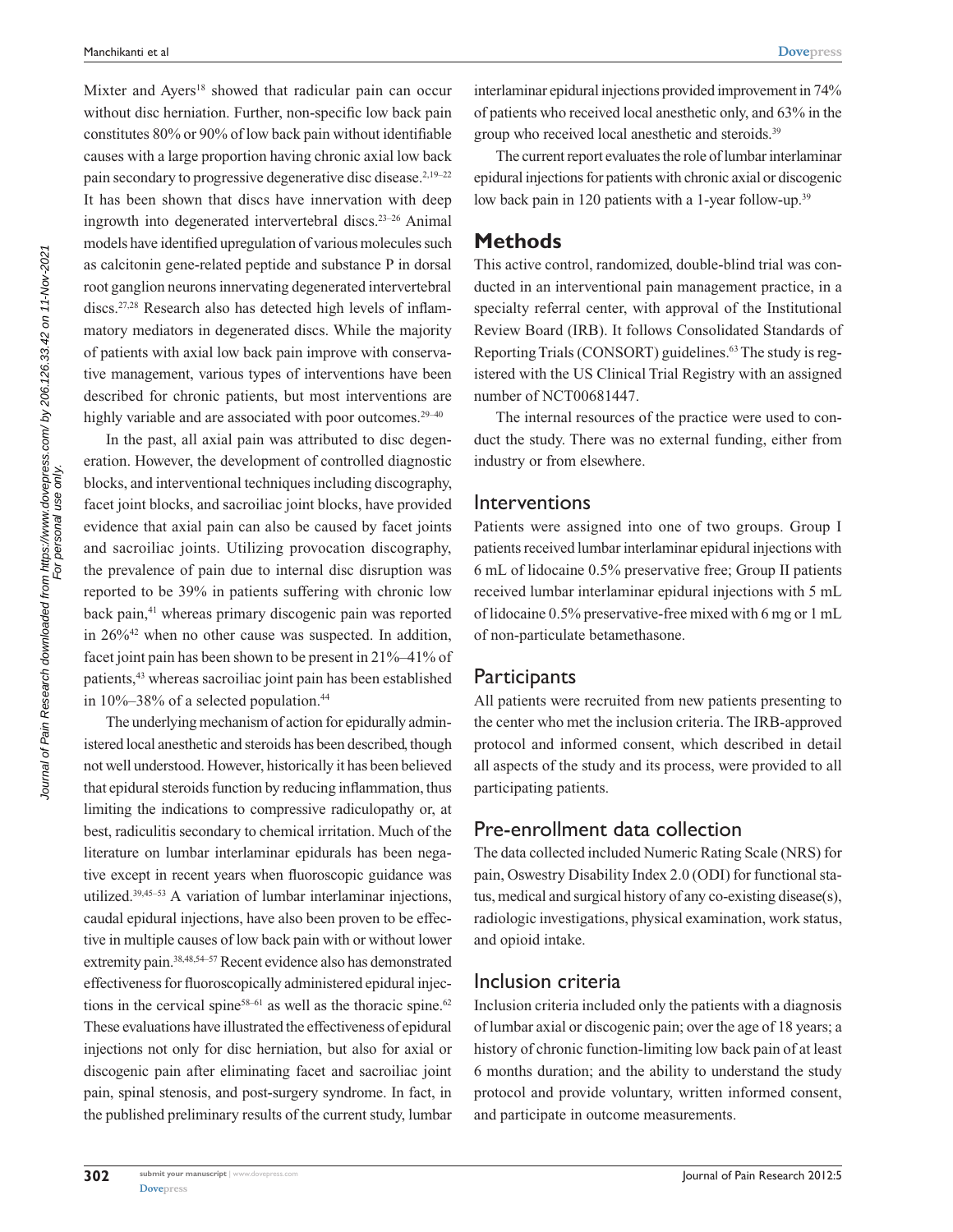Mixter and Ayers[18] showed that radicular pain can occur without disc herniation. Further, non-specific low back pain constitutes 80% or 90% of low back pain without identifiable causes with a large proportion having chronic axial low back pain secondary to progressive degenerative disc disease.[2,19–22] It has been shown that discs have innervation with deep ingrowth into degenerated intervertebral discs.[23–26] Animal models have identified upregulation of various molecules such as calcitonin gene-related peptide and substance P in dorsal root ganglion neurons innervating degenerated intervertebral discs.[27,28] Research also has detected high levels of inflammatory mediators in degenerated discs. While the majority of patients with axial low back pain improve with conservative management, various types of interventions have been described for chronic patients, but most interventions are highly variable and are associated with poor outcomes.[29–40]

In the past, all axial pain was attributed to disc degeneration. However, the development of controlled diagnostic blocks, and interventional techniques including discography, facet joint blocks, and sacroiliac joint blocks, have provided evidence that axial pain can also be caused by facet joints and sacroiliac joints. Utilizing provocation discography, the prevalence of pain due to internal disc disruption was reported to be 39% in patients suffering with chronic low back pain,[41] whereas primary discogenic pain was reported in 26%[42] when no other cause was suspected. In addition, facet joint pain has been shown to be present in 21%–41% of patients,[43] whereas sacroiliac joint pain has been established in 10%–38% of a selected population.[44]

The underlying mechanism of action for epidurally administered local anesthetic and steroids has been described, though not well understood. However, historically it has been believed that epidural steroids function by reducing inflammation, thus limiting the indications to compressive radiculopathy or, at best, radiculitis secondary to chemical irritation. Much of the literature on lumbar interlaminar epidurals has been negative except in recent years when fluoroscopic guidance was utilized.[39,45–53] A variation of lumbar interlaminar injections, caudal epidural injections, have also been proven to be effective in multiple causes of low back pain with or without lower extremity pain.[38,48,54–57] Recent evidence also has demonstrated effectiveness for fluoroscopically administered epidural injections in the cervical spine[58–61] as well as the thoracic spine.[62] These evaluations have illustrated the effectiveness of epidural injections not only for disc herniation, but also for axial or discogenic pain after eliminating facet and sacroiliac joint pain, spinal stenosis, and post-surgery syndrome. In fact, in the published preliminary results of the current study, lumbar interlaminar epidural injections provided improvement in 74% of patients who received local anesthetic only, and 63% in the group who received local anesthetic and steroids.[39]

The current report evaluates the role of lumbar interlaminar epidural injections for patients with chronic axial or discogenic low back pain in 120 patients with a 1-year follow-up.[39]

## Methods

This active control, randomized, double-blind trial was conducted in an interventional pain management practice, in a specialty referral center, with approval of the Institutional Review Board (IRB). It follows Consolidated Standards of Reporting Trials (CONSORT) guidelines.[63] The study is registered with the US Clinical Trial Registry with an assigned number of NCT00681447.

The internal resources of the practice were used to conduct the study. There was no external funding, either from industry or from elsewhere.

### Interventions

Patients were assigned into one of two groups. Group I patients received lumbar interlaminar epidural injections with 6 mL of lidocaine 0.5% preservative free; Group II patients received lumbar interlaminar epidural injections with 5 mL of lidocaine 0.5% preservative-free mixed with 6 mg or 1 mL of non-particulate betamethasone.

### Participants

All patients were recruited from new patients presenting to the center who met the inclusion criteria. The IRB-approved protocol and informed consent, which described in detail all aspects of the study and its process, were provided to all participating patients.

### Pre-enrollment data collection

The data collected included Numeric Rating Scale (NRS) for pain, Oswestry Disability Index 2.0 (ODI) for functional status, medical and surgical history of any co-existing disease(s), radiologic investigations, physical examination, work status, and opioid intake.

### Inclusion criteria

Inclusion criteria included only the patients with a diagnosis of lumbar axial or discogenic pain; over the age of 18 years; a history of chronic function-limiting low back pain of at least 6 months duration; and the ability to understand the study protocol and provide voluntary, written informed consent, and participate in outcome measurements.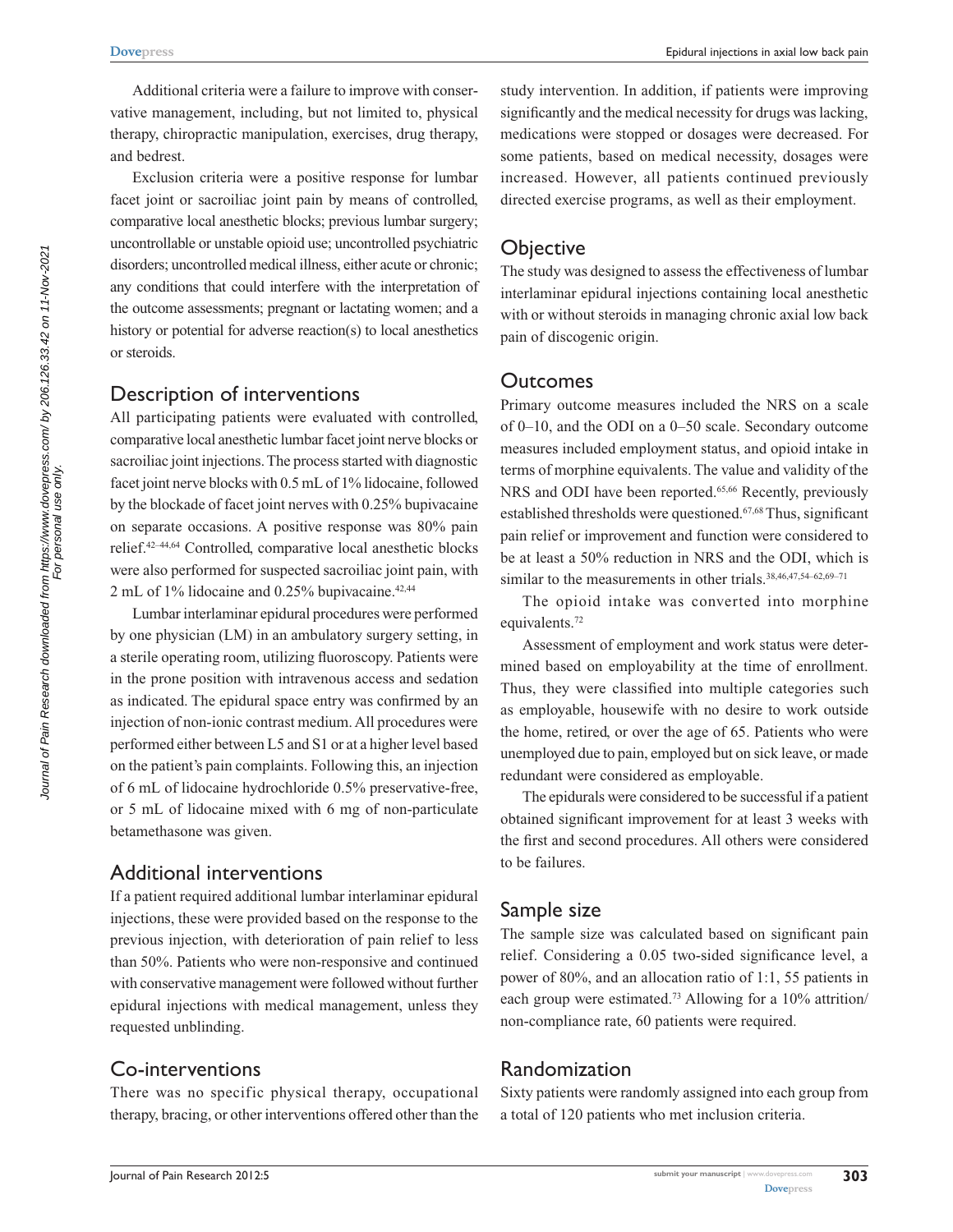Additional criteria were a failure to improve with conservative management, including, but not limited to, physical therapy, chiropractic manipulation, exercises, drug therapy, and bedrest.

Exclusion criteria were a positive response for lumbar facet joint or sacroiliac joint pain by means of controlled, comparative local anesthetic blocks; previous lumbar surgery; uncontrollable or unstable opioid use; uncontrolled psychiatric disorders; uncontrolled medical illness, either acute or chronic; any conditions that could interfere with the interpretation of the outcome assessments; pregnant or lactating women; and a history or potential for adverse reaction(s) to local anesthetics or steroids.

## Description of interventions

All participating patients were evaluated with controlled, comparative local anesthetic lumbar facet joint nerve blocks or sacroiliac joint injections. The process started with diagnostic facet joint nerve blocks with 0.5 mL of 1% lidocaine, followed by the blockade of facet joint nerves with 0.25% bupivacaine on separate occasions. A positive response was 80% pain relief.[42–44,64] Controlled, comparative local anesthetic blocks were also performed for suspected sacroiliac joint pain, with 2 mL of 1% lidocaine and 0.25% bupivacaine.[42,44]

Lumbar interlaminar epidural procedures were performed by one physician (LM) in an ambulatory surgery setting, in a sterile operating room, utilizing fluoroscopy. Patients were in the prone position with intravenous access and sedation as indicated. The epidural space entry was confirmed by an injection of non-ionic contrast medium. All procedures were performed either between L5 and S1 or at a higher level based on the patient's pain complaints. Following this, an injection of 6 mL of lidocaine hydrochloride 0.5% preservative-free, or 5 mL of lidocaine mixed with 6 mg of non-particulate betamethasone was given.

## Additional interventions

If a patient required additional lumbar interlaminar epidural injections, these were provided based on the response to the previous injection, with deterioration of pain relief to less than 50%. Patients who were non-responsive and continued with conservative management were followed without further epidural injections with medical management, unless they requested unblinding.

## Co-interventions

There was no specific physical therapy, occupational therapy, bracing, or other interventions offered other than the study intervention. In addition, if patients were improving significantly and the medical necessity for drugs was lacking, medications were stopped or dosages were decreased. For some patients, based on medical necessity, dosages were increased. However, all patients continued previously directed exercise programs, as well as their employment.

## Objective

The study was designed to assess the effectiveness of lumbar interlaminar epidural injections containing local anesthetic with or without steroids in managing chronic axial low back pain of discogenic origin.

## Outcomes

Primary outcome measures included the NRS on a scale of 0–10, and the ODI on a 0–50 scale. Secondary outcome measures included employment status, and opioid intake in terms of morphine equivalents. The value and validity of the NRS and ODI have been reported.[65,66] Recently, previously established thresholds were questioned.[67,68] Thus, significant pain relief or improvement and function were considered to be at least a 50% reduction in NRS and the ODI, which is similar to the measurements in other trials.[38,46,47,54–62,69–71]

The opioid intake was converted into morphine equivalents.[72]

Assessment of employment and work status were determined based on employability at the time of enrollment. Thus, they were classified into multiple categories such as employable, housewife with no desire to work outside the home, retired, or over the age of 65. Patients who were unemployed due to pain, employed but on sick leave, or made redundant were considered as employable.

The epidurals were considered to be successful if a patient obtained significant improvement for at least 3 weeks with the first and second procedures. All others were considered to be failures.

## Sample size

The sample size was calculated based on significant pain relief. Considering a 0.05 two-sided significance level, a power of 80%, and an allocation ratio of 1:1, 55 patients in each group were estimated.[73] Allowing for a 10% attrition/non-compliance rate, 60 patients were required.

## Randomization

Sixty patients were randomly assigned into each group from a total of 120 patients who met inclusion criteria.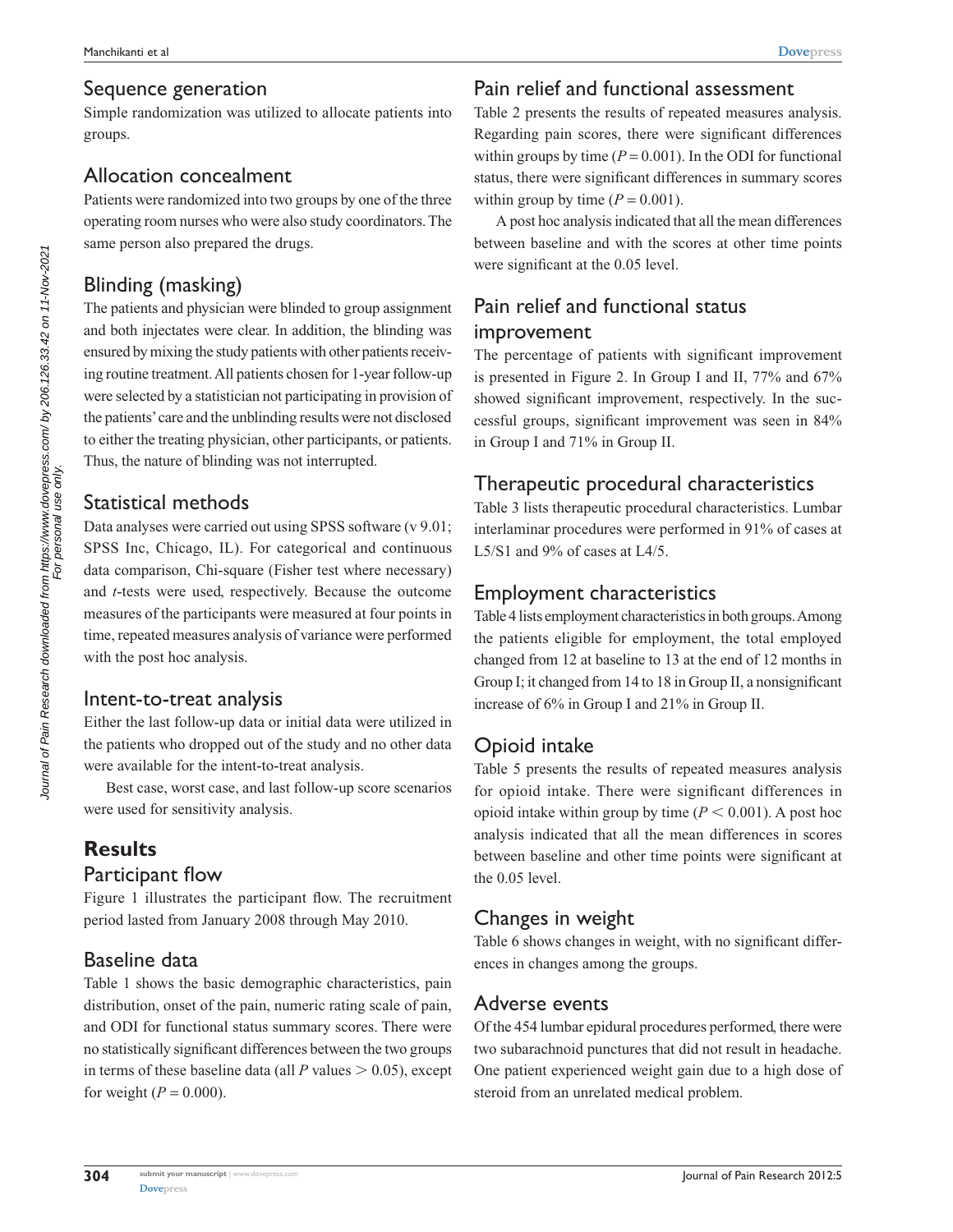## Sequence generation

Simple randomization was utilized to allocate patients into groups.

## Allocation concealment

Patients were randomized into two groups by one of the three operating room nurses who were also study coordinators. The same person also prepared the drugs.

## Blinding (masking)

The patients and physician were blinded to group assignment and both injectates were clear. In addition, the blinding was ensured by mixing the study patients with other patients receiving routine treatment. All patients chosen for 1-year follow-up were selected by a statistician not participating in provision of the patients' care and the unblinding results were not disclosed to either the treating physician, other participants, or patients. Thus, the nature of blinding was not interrupted.

## Statistical methods

Data analyses were carried out using SPSS software (v 9.01; SPSS Inc, Chicago, IL). For categorical and continuous data comparison, Chi-square (Fisher test where necessary) and *t*-tests were used, respectively. Because the outcome measures of the participants were measured at four points in time, repeated measures analysis of variance were performed with the post hoc analysis.

## Intent-to-treat analysis

Either the last follow-up data or initial data were utilized in the patients who dropped out of the study and no other data were available for the intent-to-treat analysis.

Best case, worst case, and last follow-up score scenarios were used for sensitivity analysis.

# Results

## Participant flow

Figure 1 illustrates the participant flow. The recruitment period lasted from January 2008 through May 2010.

## Baseline data

Table 1 shows the basic demographic characteristics, pain distribution, onset of the pain, numeric rating scale of pain, and ODI for functional status summary scores. There were no statistically significant differences between the two groups in terms of these baseline data (all $P$ values $> 0.05$), except for weight ($P = 0.000$).

## Pain relief and functional assessment

Table 2 presents the results of repeated measures analysis. Regarding pain scores, there were significant differences within groups by time ($P = 0.001$). In the ODI for functional status, there were significant differences in summary scores within group by time ($P = 0.001$).

A post hoc analysis indicated that all the mean differences between baseline and with the scores at other time points were significant at the 0.05 level.

## Pain relief and functional status improvement

The percentage of patients with significant improvement is presented in Figure 2. In Group I and II, 77% and 67% showed significant improvement, respectively. In the successful groups, significant improvement was seen in 84% in Group I and 71% in Group II.

## Therapeutic procedural characteristics

Table 3 lists therapeutic procedural characteristics. Lumbar interlaminar procedures were performed in 91% of cases at L5/S1 and 9% of cases at L4/5.

## Employment characteristics

Table 4 lists employment characteristics in both groups. Among the patients eligible for employment, the total employed changed from 12 at baseline to 13 at the end of 12 months in Group I; it changed from 14 to 18 in Group II, a nonsignificant increase of 6% in Group I and 21% in Group II.

## Opioid intake

Table 5 presents the results of repeated measures analysis for opioid intake. There were significant differences in opioid intake within group by time ($P < 0.001$). A post hoc analysis indicated that all the mean differences in scores between baseline and other time points were significant at the 0.05 level.

## Changes in weight

Table 6 shows changes in weight, with no significant differences in changes among the groups.

## Adverse events

Of the 454 lumbar epidural procedures performed, there were two subarachnoid punctures that did not result in headache. One patient experienced weight gain due to a high dose of steroid from an unrelated medical problem.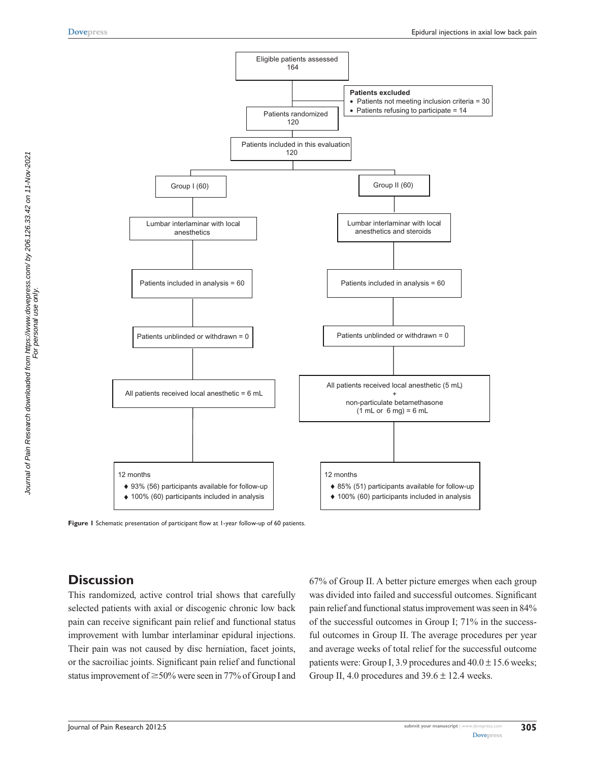Eligible patients assessed
164

**Patients excluded**
- Patients not meeting inclusion criteria = 30
- Patients refusing to participate = 14

Patients randomized
120

Patients included in this evaluation
120

| Group I (60) | Group II (60) |
| --- | --- |
| Lumbar interlaminar with local anesthetics | Lumbar interlaminar with local anesthetics and steroids |
| Patients included in analysis = 60 | Patients included in analysis = 60 |
| Patients unblinded or withdrawn = 0 | Patients unblinded or withdrawn = 0 |
| All patients received local anesthetic = 6 mL | All patients received local anesthetic (5 mL) + non-particulate betamethasone (1 mL or 6 mg) = 6 mL |
| 12 months<br>♦ 93% (56) participants available for follow-up<br>♦ 100% (60) participants included in analysis | 12 months<br>♦ 85% (51) participants available for follow-up<br>♦ 100% (60) participants included in analysis |

**Figure 1** Schematic presentation of participant flow at 1-year follow-up of 60 patients.

## Discussion

This randomized, active control trial shows that carefully selected patients with axial or discogenic chronic low back pain can receive significant pain relief and functional status improvement with lumbar interlaminar epidural injections. Their pain was not caused by disc herniation, facet joints, or the sacroiliac joints. Significant pain relief and functional status improvement of ≥50% were seen in 77% of Group I and 67% of Group II. A better picture emerges when each group was divided into failed and successful outcomes. Significant pain relief and functional status improvement was seen in 84% of the successful outcomes in Group I; 71% in the successful outcomes in Group II. The average procedures per year and average weeks of total relief for the successful outcome patients were: Group I, 3.9 procedures and 40.0 ± 15.6 weeks; Group II, 4.0 procedures and 39.6 ± 12.4 weeks.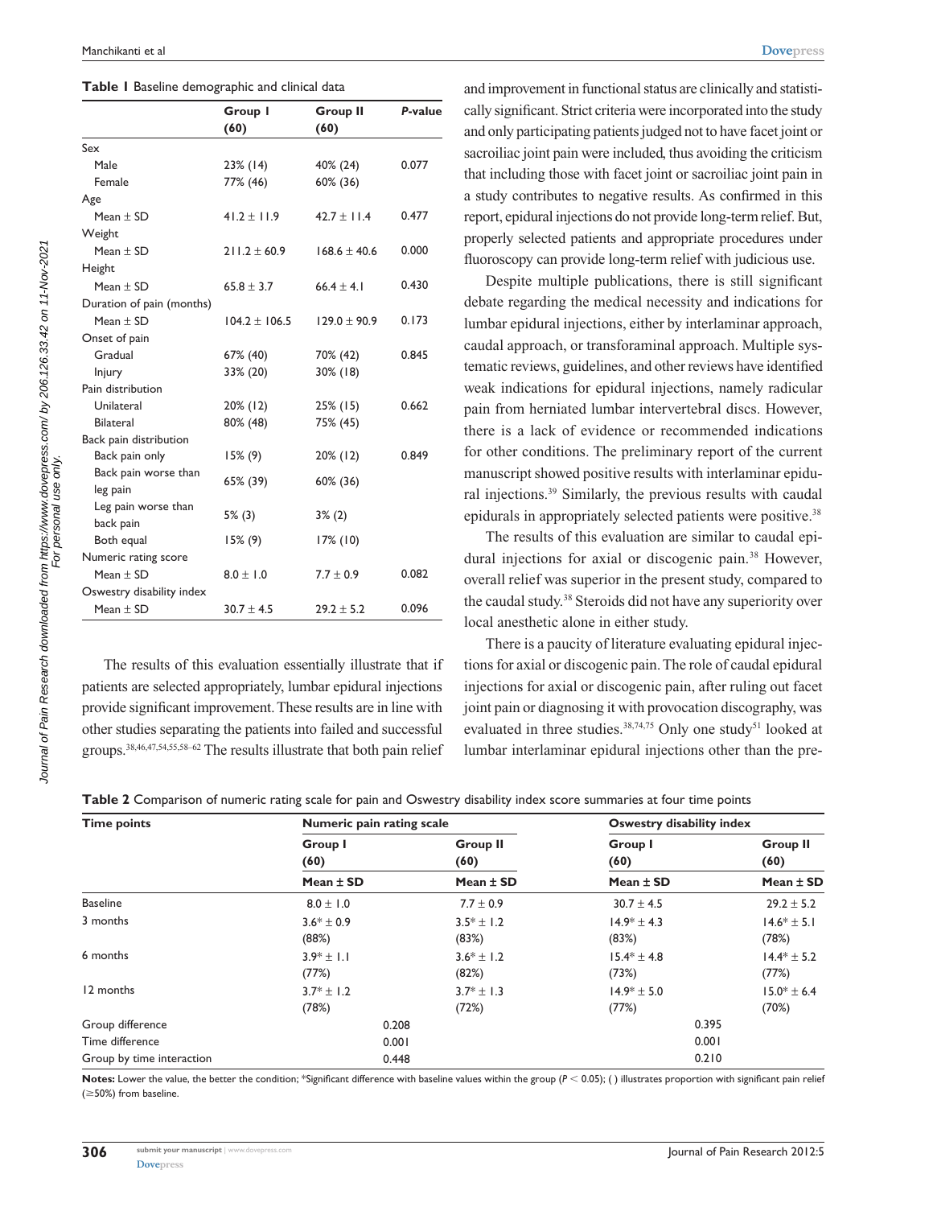**Table 1** Baseline demographic and clinical data

| | Group I (60) | Group II (60) | *P*-value |
|---|---|---|---|
| Sex | | | |
| Male | 23% (14) | 40% (24) | 0.077 |
| Female | 77% (46) | 60% (36) | |
| Age | | | |
| Mean ± SD | 41.2 ± 11.9 | 42.7 ± 11.4 | 0.477 |
| Weight | | | |
| Mean ± SD | 211.2 ± 60.9 | 168.6 ± 40.6 | 0.000 |
| Height | | | |
| Mean ± SD | 65.8 ± 3.7 | 66.4 ± 4.1 | 0.430 |
| Duration of pain (months) | | | |
| Mean ± SD | 104.2 ± 106.5 | 129.0 ± 90.9 | 0.173 |
| Onset of pain | | | |
| Gradual | 67% (40) | 70% (42) | 0.845 |
| Injury | 33% (20) | 30% (18) | |
| Pain distribution | | | |
| Unilateral | 20% (12) | 25% (15) | 0.662 |
| Bilateral | 80% (48) | 75% (45) | |
| Back pain distribution | | | |
| Back pain only | 15% (9) | 20% (12) | 0.849 |
| Back pain worse than leg pain | 65% (39) | 60% (36) | |
| Leg pain worse than back pain | 5% (3) | 3% (2) | |
| Both equal | 15% (9) | 17% (10) | |
| Numeric rating score | | | |
| Mean ± SD | 8.0 ± 1.0 | 7.7 ± 0.9 | 0.082 |
| Oswestry disability index | | | |
| Mean ± SD | 30.7 ± 4.5 | 29.2 ± 5.2 | 0.096 |

The results of this evaluation essentially illustrate that if patients are selected appropriately, lumbar epidural injections provide significant improvement. These results are in line with other studies separating the patients into failed and successful groups.[38,46,47,54,55,58–62] The results illustrate that both pain relief and improvement in functional status are clinically and statistically significant. Strict criteria were incorporated into the study and only participating patients judged not to have facet joint or sacroiliac joint pain were included, thus avoiding the criticism that including those with facet joint or sacroiliac joint pain in a study contributes to negative results. As confirmed in this report, epidural injections do not provide long-term relief. But, properly selected patients and appropriate procedures under fluoroscopy can provide long-term relief with judicious use.

Despite multiple publications, there is still significant debate regarding the medical necessity and indications for lumbar epidural injections, either by interlaminar approach, caudal approach, or transforaminal approach. Multiple systematic reviews, guidelines, and other reviews have identified weak indications for epidural injections, namely radicular pain from herniated lumbar intervertebral discs. However, there is a lack of evidence or recommended indications for other conditions. The preliminary report of the current manuscript showed positive results with interlaminar epidural injections.[39] Similarly, the previous results with caudal epidurals in appropriately selected patients were positive.[38]

The results of this evaluation are similar to caudal epidural injections for axial or discogenic pain.[38] However, overall relief was superior in the present study, compared to the caudal study.[38] Steroids did not have any superiority over local anesthetic alone in either study.

There is a paucity of literature evaluating epidural injections for axial or discogenic pain. The role of caudal epidural injections for axial or discogenic pain, after ruling out facet joint pain or diagnosing it with provocation discography, was evaluated in three studies.[38,74,75] Only one study[51] looked at lumbar interlaminar epidural injections other than the pre-

**Table 2** Comparison of numeric rating scale for pain and Oswestry disability index score summaries at four time points

| Time points | Numeric pain rating scale | | Oswestry disability index | |
|---|---|---|---|---|
| | Group I (60) | Group II (60) | Group I (60) | Group II (60) |
| | Mean ± SD | Mean ± SD | Mean ± SD | Mean ± SD |
| Baseline | 8.0 ± 1.0 | 7.7 ± 0.9 | 30.7 ± 4.5 | 29.2 ± 5.2 |
| 3 months | 3.6* ± 0.9 (88%) | 3.5* ± 1.2 (83%) | 14.9* ± 4.3 (83%) | 14.6* ± 5.1 (78%) |
| 6 months | 3.9* ± 1.1 (77%) | 3.6* ± 1.2 (82%) | 15.4* ± 4.8 (73%) | 14.4* ± 5.2 (77%) |
| 12 months | 3.7* ± 1.2 (78%) | 3.7* ± 1.3 (72%) | 14.9* ± 5.0 (77%) | 15.0* ± 6.4 (70%) |
| Group difference | 0.208 | | 0.395 | |
| Time difference | 0.001 | | 0.001 | |
| Group by time interaction | 0.448 | | 0.210 | |

**Notes:** Lower the value, the better the condition; *Significant difference with baseline values within the group ($P < 0.05$); ( ) illustrates proportion with significant pain relief (≥50%) from baseline.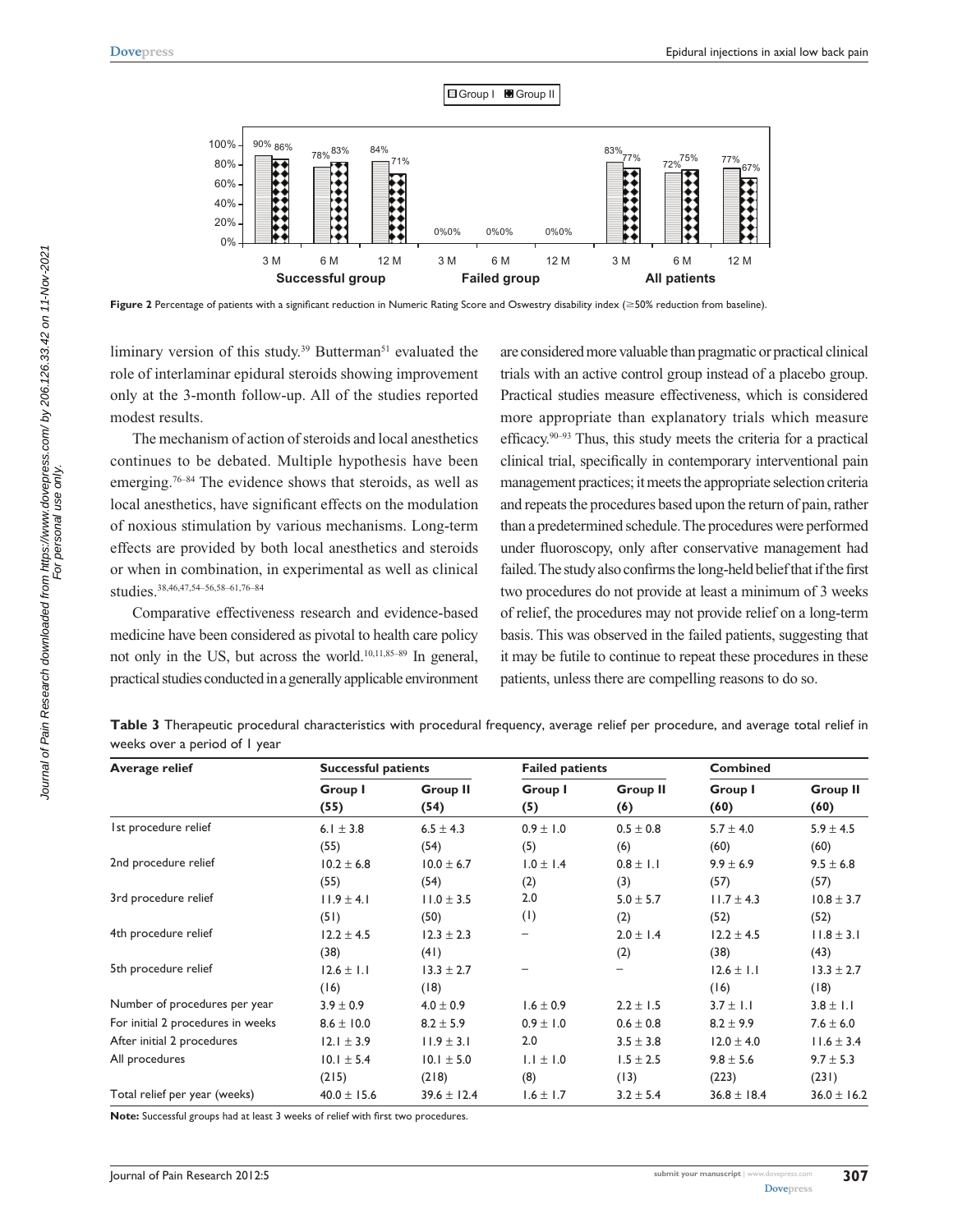**Figure 2** Percentage of patients with a significant reduction in Numeric Rating Score and Oswestry disability index (≥50% reduction from baseline).

liminary version of this study.[39] Butterman[51] evaluated the role of interlaminar epidural steroids showing improvement only at the 3-month follow-up. All of the studies reported modest results.

The mechanism of action of steroids and local anesthetics continues to be debated. Multiple hypothesis have been emerging.[76–84] The evidence shows that steroids, as well as local anesthetics, have significant effects on the modulation of noxious stimulation by various mechanisms. Long-term effects are provided by both local anesthetics and steroids or when in combination, in experimental as well as clinical studies.[38,46,47,54–56,58–61,76–84]

Comparative effectiveness research and evidence-based medicine have been considered as pivotal to health care policy not only in the US, but across the world.[10,11,85–89] In general, practical studies conducted in a generally applicable environment are considered more valuable than pragmatic or practical clinical trials with an active control group instead of a placebo group. Practical studies measure effectiveness, which is considered more appropriate than explanatory trials which measure efficacy.[90–93] Thus, this study meets the criteria for a practical clinical trial, specifically in contemporary interventional pain management practices; it meets the appropriate selection criteria and repeats the procedures based upon the return of pain, rather than a predetermined schedule. The procedures were performed under fluoroscopy, only after conservative management had failed. The study also confirms the long-held belief that if the first two procedures do not provide at least a minimum of 3 weeks of relief, the procedures may not provide relief on a long-term basis. This was observed in the failed patients, suggesting that it may be futile to continue to repeat these procedures in these patients, unless there are compelling reasons to do so.

**Table 3** Therapeutic procedural characteristics with procedural frequency, average relief per procedure, and average total relief in weeks over a period of 1 year

| Average relief | Successful patients | | Failed patients | | Combined | |
|---|---|---|---|---|---|---|
| | Group I (55) | Group II (54) | Group I (5) | Group II (6) | Group I (60) | Group II (60) |
| 1st procedure relief | 6.1 ± 3.8 (55) | 6.5 ± 4.3 (54) | 0.9 ± 1.0 (5) | 0.5 ± 0.8 (6) | 5.7 ± 4.0 (60) | 5.9 ± 4.5 (60) |
| 2nd procedure relief | 10.2 ± 6.8 (55) | 10.0 ± 6.7 (54) | 1.0 ± 1.4 (2) | 0.8 ± 1.1 (3) | 9.9 ± 6.9 (57) | 9.5 ± 6.8 (57) |
| 3rd procedure relief | 11.9 ± 4.1 (51) | 11.0 ± 3.5 (50) | 2.0 (1) | 5.0 ± 5.7 (2) | 11.7 ± 4.3 (52) | 10.8 ± 3.7 (52) |
| 4th procedure relief | 12.2 ± 4.5 (38) | 12.3 ± 2.3 (41) | – | 2.0 ± 1.4 (2) | 12.2 ± 4.5 (38) | 11.8 ± 3.1 (43) |
| 5th procedure relief | 12.6 ± 1.1 (16) | 13.3 ± 2.7 (18) | – | – | 12.6 ± 1.1 (16) | 13.3 ± 2.7 (18) |
| Number of procedures per year | 3.9 ± 0.9 | 4.0 ± 0.9 | 1.6 ± 0.9 | 2.2 ± 1.5 | 3.7 ± 1.1 | 3.8 ± 1.1 |
| For initial 2 procedures in weeks | 8.6 ± 10.0 | 8.2 ± 5.9 | 0.9 ± 1.0 | 0.6 ± 0.8 | 8.2 ± 9.9 | 7.6 ± 6.0 |
| After initial 2 procedures | 12.1 ± 3.9 | 11.9 ± 3.1 | 2.0 | 3.5 ± 3.8 | 12.0 ± 4.0 | 11.6 ± 3.4 |
| All procedures | 10.1 ± 5.4 (215) | 10.1 ± 5.0 (218) | 1.1 ± 1.0 (8) | 1.5 ± 2.5 (13) | 9.8 ± 5.6 (223) | 9.7 ± 5.3 (231) |
| Total relief per year (weeks) | 40.0 ± 15.6 | 39.6 ± 12.4 | 1.6 ± 1.7 | 3.2 ± 5.4 | 36.8 ± 18.4 | 36.0 ± 16.2 |

**Note:** Successful groups had at least 3 weeks of relief with first two procedures.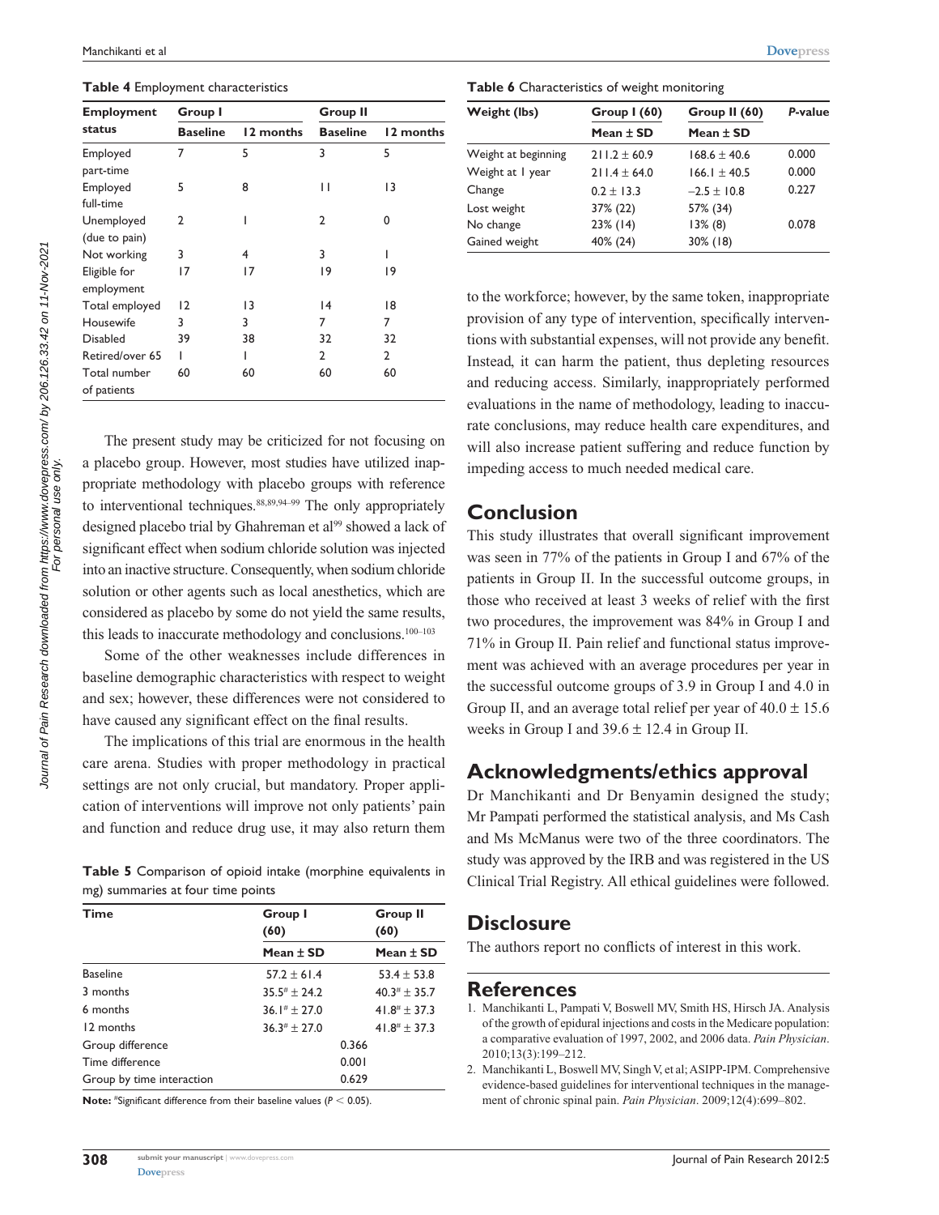**Table 4** Employment characteristics

| Employment status | Group I | | Group II | |
|---|---|---|---|---|
| | Baseline | 12 months | Baseline | 12 months |
| Employed part-time | 7 | 5 | 3 | 5 |
| Employed full-time | 5 | 8 | 11 | 13 |
| Unemployed (due to pain) | 2 | 1 | 2 | 0 |
| Not working | 3 | 4 | 3 | 1 |
| Eligible for employment | 17 | 17 | 19 | 19 |
| Total employed | 12 | 13 | 14 | 18 |
| Housewife | 3 | 3 | 7 | 7 |
| Disabled | 39 | 38 | 32 | 32 |
| Retired/over 65 | 1 | 1 | 2 | 2 |
| Total number of patients | 60 | 60 | 60 | 60 |

The present study may be criticized for not focusing on a placebo group. However, most studies have utilized inappropriate methodology with placebo groups with reference to interventional techniques.[88,89,94–99] The only appropriately designed placebo trial by Ghahreman et al[99] showed a lack of significant effect when sodium chloride solution was injected into an inactive structure. Consequently, when sodium chloride solution or other agents such as local anesthetics, which are considered as placebo by some do not yield the same results, this leads to inaccurate methodology and conclusions.[100–103]

Some of the other weaknesses include differences in baseline demographic characteristics with respect to weight and sex; however, these differences were not considered to have caused any significant effect on the final results.

The implications of this trial are enormous in the health care arena. Studies with proper methodology in practical settings are not only crucial, but mandatory. Proper application of interventions will improve not only patients' pain and function and reduce drug use, it may also return them to the workforce; however, by the same token, inappropriate provision of any type of intervention, specifically interventions with substantial expenses, will not provide any benefit. Instead, it can harm the patient, thus depleting resources and reducing access. Similarly, inappropriately performed evaluations in the name of methodology, leading to inaccurate conclusions, may reduce health care expenditures, and will also increase patient suffering and reduce function by impeding access to much needed medical care.

**Table 5** Comparison of opioid intake (morphine equivalents in mg) summaries at four time points

| Time | Group I (60) | Group II (60) |
|---|---|---|
| | Mean ± SD | Mean ± SD |
| Baseline | 57.2 ± 61.4 | 53.4 ± 53.8 |
| 3 months | 35.5[#] ± 24.2 | 40.3[#] ± 35.7 |
| 6 months | 36.1[#] ± 27.0 | 41.8[#] ± 37.3 |
| 12 months | 36.3[#] ± 27.0 | 41.8[#] ± 37.3 |
| Group difference | 0.366 | |
| Time difference | 0.001 | |
| Group by time interaction | 0.629 | |

**Note:** [#]Significant difference from their baseline values ($P < 0.05$).

**Table 6** Characteristics of weight monitoring

| Weight (lbs) | Group I (60) | Group II (60) | P-value |
|---|---|---|---|
| | Mean ± SD | Mean ± SD | |
| Weight at beginning | 211.2 ± 60.9 | 168.6 ± 40.6 | 0.000 |
| Weight at 1 year | 211.4 ± 64.0 | 166.1 ± 40.5 | 0.000 |
| Change | 0.2 ± 13.3 | –2.5 ± 10.8 | 0.227 |
| Lost weight | 37% (22) | 57% (34) | |
| No change | 23% (14) | 13% (8) | 0.078 |
| Gained weight | 40% (24) | 30% (18) | |

## Conclusion

This study illustrates that overall significant improvement was seen in 77% of the patients in Group I and 67% of the patients in Group II. In the successful outcome groups, in those who received at least 3 weeks of relief with the first two procedures, the improvement was 84% in Group I and 71% in Group II. Pain relief and functional status improvement was achieved with an average procedures per year in the successful outcome groups of 3.9 in Group I and 4.0 in Group II, and an average total relief per year of 40.0 ± 15.6 weeks in Group I and 39.6 ± 12.4 in Group II.

## Acknowledgments/ethics approval

Dr Manchikanti and Dr Benyamin designed the study; Mr Pampati performed the statistical analysis, and Ms Cash and Ms McManus were two of the three coordinators. The study was approved by the IRB and was registered in the US Clinical Trial Registry. All ethical guidelines were followed.

## Disclosure

The authors report no conflicts of interest in this work.

## References

1. Manchikanti L, Pampati V, Boswell MV, Smith HS, Hirsch JA. Analysis of the growth of epidural injections and costs in the Medicare population: a comparative evaluation of 1997, 2002, and 2006 data. *Pain Physician*. 2010;13(3):199–212.
2. Manchikanti L, Boswell MV, Singh V, et al; ASIPP-IPM. Comprehensive evidence-based guidelines for interventional techniques in the management of chronic spinal pain. *Pain Physician*. 2009;12(4):699–802.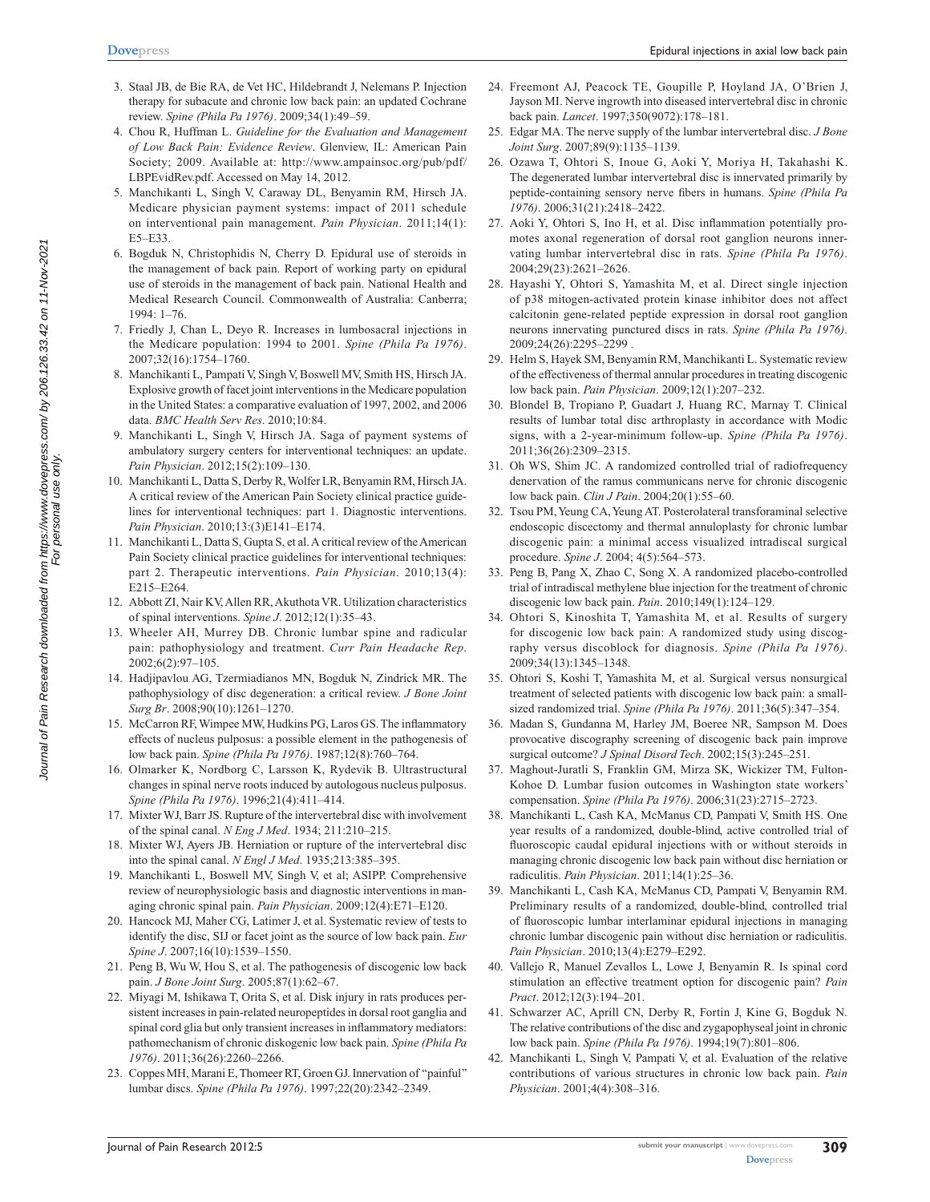3. Staal JB, de Bie RA, de Vet HC, Hildebrandt J, Nelemans P. Injection therapy for subacute and chronic low back pain: an updated Cochrane review. *Spine (Phila Pa 1976)*. 2009;34(1):49–59.
4. Chou R, Huffman L. *Guideline for the Evaluation and Management of Low Back Pain: Evidence Review*. Glenview, IL: American Pain Society; 2009. Available at: http://www.ampainsoc.org/pub/pdf/LBPEvidRev.pdf. Accessed on May 14, 2012.
5. Manchikanti L, Singh V, Caraway DL, Benyamin RM, Hirsch JA. Medicare physician payment systems: impact of 2011 schedule on interventional pain management. *Pain Physician*. 2011;14(1):E5–E33.
6. Bogduk N, Christophidis N, Cherry D. Epidural use of steroids in the management of back pain. Report of working party on epidural use of steroids in the management of back pain. National Health and Medical Research Council. Commonwealth of Australia: Canberra; 1994: 1–76.
7. Friedly J, Chan L, Deyo R. Increases in lumbosacral injections in the Medicare population: 1994 to 2001. *Spine (Phila Pa 1976)*. 2007;32(16):1754–1760.
8. Manchikanti L, Pampati V, Singh V, Boswell MV, Smith HS, Hirsch JA. Explosive growth of facet joint interventions in the Medicare population in the United States: a comparative evaluation of 1997, 2002, and 2006 data. *BMC Health Serv Res*. 2010;10:84.
9. Manchikanti L, Singh V, Hirsch JA. Saga of payment systems of ambulatory surgery centers for interventional techniques: an update. *Pain Physician*. 2012;15(2):109–130.
10. Manchikanti L, Datta S, Derby R, Wolfer LR, Benyamin RM, Hirsch JA. A critical review of the American Pain Society clinical practice guidelines for interventional techniques: part 1. Diagnostic interventions. *Pain Physician*. 2010;13:(3)E141–E174.
11. Manchikanti L, Datta S, Gupta S, et al. A critical review of the American Pain Society clinical practice guidelines for interventional techniques: part 2. Therapeutic interventions. *Pain Physician*. 2010;13(4):E215–E264.
12. Abbott ZI, Nair KV, Allen RR, Akuthota VR. Utilization characteristics of spinal interventions. *Spine J*. 2012;12(1):35–43.
13. Wheeler AH, Murrey DB. Chronic lumbar spine and radicular pain: pathophysiology and treatment. *Curr Pain Headache Rep*. 2002;6(2):97–105.
14. Hadjipavlou AG, Tzermiadianos MN, Bogduk N, Zindrick MR. The pathophysiology of disc degeneration: a critical review. *J Bone Joint Surg Br*. 2008;90(10):1261–1270.
15. McCarron RF, Wimpee MW, Hudkins PG, Laros GS. The inflammatory effects of nucleus pulposus: a possible element in the pathogenesis of low back pain. *Spine (Phila Pa 1976)*. 1987;12(8):760–764.
16. Olmarker K, Nordborg C, Larsson K, Rydevik B. Ultrastructural changes in spinal nerve roots induced by autologous nucleus pulposus. *Spine (Phila Pa 1976)*. 1996;21(4):411–414.
17. Mixter WJ, Barr JS. Rupture of the intervertebral disc with involvement of the spinal canal. *N Eng J Med*. 1934; 211:210–215.
18. Mixter WJ, Ayers JB. Herniation or rupture of the intervertebral disc into the spinal canal. *N Engl J Med*. 1935;213:385–395.
19. Manchikanti L, Boswell MV, Singh V, et al; ASIPP. Comprehensive review of neurophysiologic basis and diagnostic interventions in managing chronic spinal pain. *Pain Physician*. 2009;12(4):E71–E120.
20. Hancock MJ, Maher CG, Latimer J, et al. Systematic review of tests to identify the disc, SIJ or facet joint as the source of low back pain. *Eur Spine J*. 2007;16(10):1539–1550.
21. Peng B, Wu W, Hou S, et al. The pathogenesis of discogenic low back pain. *J Bone Joint Surg*. 2005;87(1):62–67.
22. Miyagi M, Ishikawa T, Orita S, et al. Disk injury in rats produces persistent increases in pain-related neuropeptides in dorsal root ganglia and spinal cord glia but only transient increases in inflammatory mediators: pathomechanism of chronic diskogenic low back pain. *Spine (Phila Pa 1976)*. 2011;36(26):2260–2266.
23. Coppes MH, Marani E, Thomeer RT, Groen GJ. Innervation of "painful" lumbar discs. *Spine (Phila Pa 1976)*. 1997;22(20):2342–2349.
24. Freemont AJ, Peacock TE, Goupille P, Hoyland JA, O'Brien J, Jayson MI. Nerve ingrowth into diseased intervertebral disc in chronic back pain. *Lancet*. 1997;350(9072):178–181.
25. Edgar MA. The nerve supply of the lumbar intervertebral disc. *J Bone Joint Surg*. 2007;89(9):1135–1139.
26. Ozawa T, Ohtori S, Inoue G, Aoki Y, Moriya H, Takahashi K. The degenerated lumbar intervertebral disc is innervated primarily by peptide-containing sensory nerve fibers in humans. *Spine (Phila Pa 1976)*. 2006;31(21):2418–2422.
27. Aoki Y, Ohtori S, Ino H, et al. Disc inflammation potentially promotes axonal regeneration of dorsal root ganglion neurons innervating lumbar intervertebral disc in rats. *Spine (Phila Pa 1976)*. 2004;29(23):2621–2626.
28. Hayashi Y, Ohtori S, Yamashita M, et al. Direct single injection of p38 mitogen-activated protein kinase inhibitor does not affect calcitonin gene-related peptide expression in dorsal root ganglion neurons innervating punctured discs in rats. *Spine (Phila Pa 1976)*. 2009;24(26):2295–2299 .
29. Helm S, Hayek SM, Benyamin RM, Manchikanti L. Systematic review of the effectiveness of thermal annular procedures in treating discogenic low back pain. *Pain Physician*. 2009;12(1):207–232.
30. Blondel B, Tropiano P, Guadart J, Huang RC, Marnay T. Clinical results of lumbar total disc arthroplasty in accordance with Modic signs, with a 2-year-minimum follow-up. *Spine (Phila Pa 1976)*. 2011;36(26):2309–2315.
31. Oh WS, Shim JC. A randomized controlled trial of radiofrequency denervation of the ramus communicans nerve for chronic discogenic low back pain. *Clin J Pain*. 2004;20(1):55–60.
32. Tsou PM, Yeung CA, Yeung AT. Posterolateral transforaminal selective endoscopic discectomy and thermal annuloplasty for chronic lumbar discogenic pain: a minimal access visualized intradiscal surgical procedure. *Spine J*. 2004; 4(5):564–573.
33. Peng B, Pang X, Zhao C, Song X. A randomized placebo-controlled trial of intradiscal methylene blue injection for the treatment of chronic discogenic low back pain. *Pain*. 2010;149(1):124–129.
34. Ohtori S, Kinoshita T, Yamashita M, et al. Results of surgery for discogenic low back pain: A randomized study using discography versus discoblock for diagnosis. *Spine (Phila Pa 1976)*. 2009;34(13):1345–1348.
35. Ohtori S, Koshi T, Yamashita M, et al. Surgical versus nonsurgical treatment of selected patients with discogenic low back pain: a small-sized randomized trial. *Spine (Phila Pa 1976)*. 2011;36(5):347–354.
36. Madan S, Gundanna M, Harley JM, Boeree NR, Sampson M. Does provocative discography screening of discogenic back pain improve surgical outcome? *J Spinal Disord Tech*. 2002;15(3):245–251.
37. Maghout-Juratli S, Franklin GM, Mirza SK, Wickizer TM, Fulton-Kohoe D. Lumbar fusion outcomes in Washington state workers' compensation. *Spine (Phila Pa 1976)*. 2006;31(23):2715–2723.
38. Manchikanti L, Cash KA, McManus CD, Pampati V, Smith HS. One year results of a randomized, double-blind, active controlled trial of fluoroscopic caudal epidural injections with or without steroids in managing chronic discogenic low back pain without disc herniation or radiculitis. *Pain Physician*. 2011;14(1):25–36.
39. Manchikanti L, Cash KA, McManus CD, Pampati V, Benyamin RM. Preliminary results of a randomized, double-blind, controlled trial of fluoroscopic lumbar interlaminar epidural injections in managing chronic lumbar discogenic pain without disc herniation or radiculitis. *Pain Physician*. 2010;13(4):E279–E292.
40. Vallejo R, Manuel Zevallos L, Lowe J, Benyamin R. Is spinal cord stimulation an effective treatment option for discogenic pain? *Pain Pract*. 2012;12(3):194–201.
41. Schwarzer AC, Aprill CN, Derby R, Fortin J, Kine G, Bogduk N. The relative contributions of the disc and zygapophyseal joint in chronic low back pain. *Spine (Phila Pa 1976)*. 1994;19(7):801–806.
42. Manchikanti L, Singh V, Pampati V, et al. Evaluation of the relative contributions of various structures in chronic low back pain. *Pain Physician*. 2001;4(4):308–316.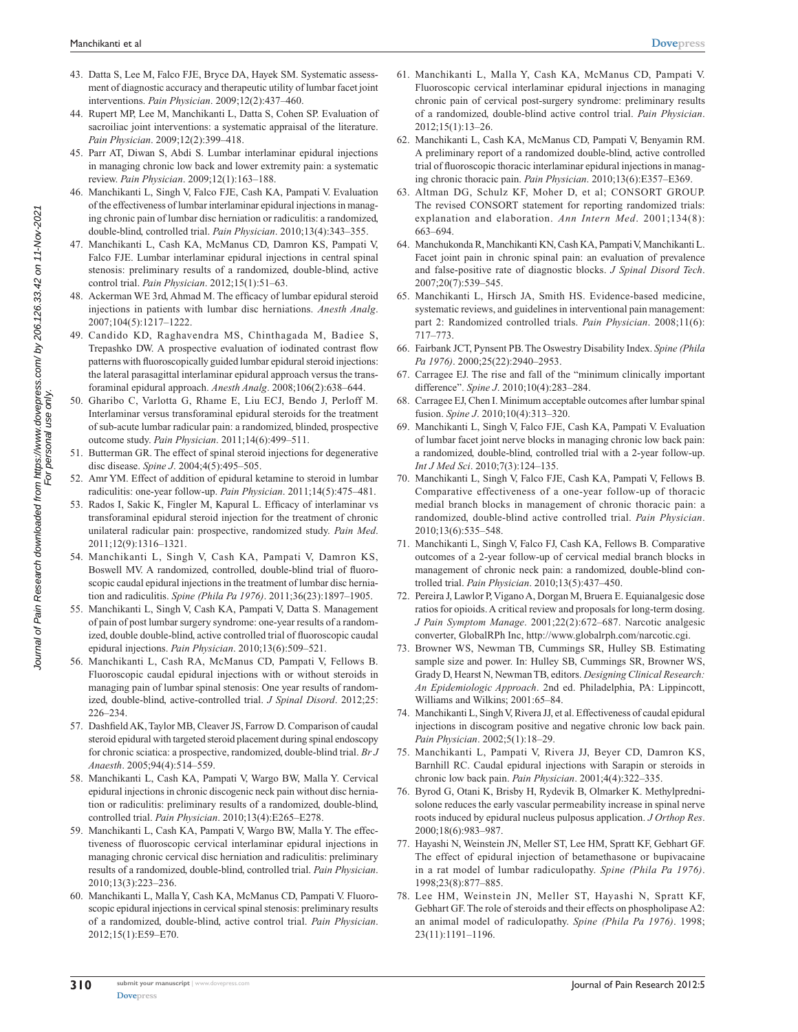43. Datta S, Lee M, Falco FJE, Bryce DA, Hayek SM. Systematic assessment of diagnostic accuracy and therapeutic utility of lumbar facet joint interventions. *Pain Physician*. 2009;12(2):437–460.
44. Rupert MP, Lee M, Manchikanti L, Datta S, Cohen SP. Evaluation of sacroiliac joint interventions: a systematic appraisal of the literature. *Pain Physician*. 2009;12(2):399–418.
45. Parr AT, Diwan S, Abdi S. Lumbar interlaminar epidural injections in managing chronic low back and lower extremity pain: a systematic review. *Pain Physician*. 2009;12(1):163–188.
46. Manchikanti L, Singh V, Falco FJE, Cash KA, Pampati V. Evaluation of the effectiveness of lumbar interlaminar epidural injections in managing chronic pain of lumbar disc herniation or radiculitis: a randomized, double-blind, controlled trial. *Pain Physician*. 2010;13(4):343–355.
47. Manchikanti L, Cash KA, McManus CD, Damron KS, Pampati V, Falco FJE. Lumbar interlaminar epidural injections in central spinal stenosis: preliminary results of a randomized, double-blind, active control trial. *Pain Physician*. 2012;15(1):51–63.
48. Ackerman WE 3rd, Ahmad M. The efficacy of lumbar epidural steroid injections in patients with lumbar disc herniations. *Anesth Analg*. 2007;104(5):1217–1222.
49. Candido KD, Raghavendra MS, Chinthagada M, Badiee S, Trepashko DW. A prospective evaluation of iodinated contrast flow patterns with fluoroscopically guided lumbar epidural steroid injections: the lateral parasagittal interlaminar epidural approach versus the transforaminal epidural approach. *Anesth Analg*. 2008;106(2):638–644.
50. Gharibo C, Varlotta G, Rhame E, Liu ECJ, Bendo J, Perloff M. Interlaminar versus transforaminal epidural steroids for the treatment of sub-acute lumbar radicular pain: a randomized, blinded, prospective outcome study. *Pain Physician*. 2011;14(6):499–511.
51. Butterman GR. The effect of spinal steroid injections for degenerative disc disease. *Spine J*. 2004;4(5):495–505.
52. Amr YM. Effect of addition of epidural ketamine to steroid in lumbar radiculitis: one-year follow-up. *Pain Physician*. 2011;14(5):475–481.
53. Rados I, Sakic K, Fingler M, Kapural L. Efficacy of interlaminar vs transforaminal epidural steroid injection for the treatment of chronic unilateral radicular pain: prospective, randomized study. *Pain Med*. 2011;12(9):1316–1321.
54. Manchikanti L, Singh V, Cash KA, Pampati V, Damron KS, Boswell MV. A randomized, controlled, double-blind trial of fluoroscopic caudal epidural injections in the treatment of lumbar disc herniation and radiculitis. *Spine (Phila Pa 1976)*. 2011;36(23):1897–1905.
55. Manchikanti L, Singh V, Cash KA, Pampati V, Datta S. Management of pain of post lumbar surgery syndrome: one-year results of a randomized, double double-blind, active controlled trial of fluoroscopic caudal epidural injections. *Pain Physician*. 2010;13(6):509–521.
56. Manchikanti L, Cash RA, McManus CD, Pampati V, Fellows B. Fluoroscopic caudal epidural injections with or without steroids in managing pain of lumbar spinal stenosis: One year results of randomized, double-blind, active-controlled trial. *J Spinal Disord*. 2012;25: 226–234.
57. Dashfield AK, Taylor MB, Cleaver JS, Farrow D. Comparison of caudal steroid epidural with targeted steroid placement during spinal endoscopy for chronic sciatica: a prospective, randomized, double-blind trial. *Br J Anaesth*. 2005;94(4):514–559.
58. Manchikanti L, Cash KA, Pampati V, Wargo BW, Malla Y. Cervical epidural injections in chronic discogenic neck pain without disc herniation or radiculitis: preliminary results of a randomized, double-blind, controlled trial. *Pain Physician*. 2010;13(4):E265–E278.
59. Manchikanti L, Cash KA, Pampati V, Wargo BW, Malla Y. The effectiveness of fluoroscopic cervical interlaminar epidural injections in managing chronic cervical disc herniation and radiculitis: preliminary results of a randomized, double-blind, controlled trial. *Pain Physician*. 2010;13(3):223–236.
60. Manchikanti L, Malla Y, Cash KA, McManus CD, Pampati V. Fluoroscopic epidural injections in cervical spinal stenosis: preliminary results of a randomized, double-blind, active control trial. *Pain Physician*. 2012;15(1):E59–E70.
61. Manchikanti L, Malla Y, Cash KA, McManus CD, Pampati V. Fluoroscopic cervical interlaminar epidural injections in managing chronic pain of cervical post-surgery syndrome: preliminary results of a randomized, double-blind active control trial. *Pain Physician*. 2012;15(1):13–26.
62. Manchikanti L, Cash KA, McManus CD, Pampati V, Benyamin RM. A preliminary report of a randomized double-blind, active controlled trial of fluoroscopic thoracic interlaminar epidural injections in managing chronic thoracic pain. *Pain Physician*. 2010;13(6):E357–E369.
63. Altman DG, Schulz KF, Moher D, et al; CONSORT GROUP. The revised CONSORT statement for reporting randomized trials: explanation and elaboration. *Ann Intern Med*. 2001;134(8): 663–694.
64. Manchukonda R, Manchikanti KN, Cash KA, Pampati V, Manchikanti L. Facet joint pain in chronic spinal pain: an evaluation of prevalence and false-positive rate of diagnostic blocks. *J Spinal Disord Tech*. 2007;20(7):539–545.
65. Manchikanti L, Hirsch JA, Smith HS. Evidence-based medicine, systematic reviews, and guidelines in interventional pain management: part 2: Randomized controlled trials. *Pain Physician*. 2008;11(6): 717–773.
66. Fairbank JCT, Pynsent PB. The Oswestry Disability Index. *Spine (Phila Pa 1976)*. 2000;25(22):2940–2953.
67. Carragee EJ. The rise and fall of the "minimum clinically important difference". *Spine J*. 2010;10(4):283–284.
68. Carragee EJ, Chen I. Minimum acceptable outcomes after lumbar spinal fusion. *Spine J*. 2010;10(4):313–320.
69. Manchikanti L, Singh V, Falco FJE, Cash KA, Pampati V. Evaluation of lumbar facet joint nerve blocks in managing chronic low back pain: a randomized, double-blind, controlled trial with a 2-year follow-up. *Int J Med Sci*. 2010;7(3):124–135.
70. Manchikanti L, Singh V, Falco FJE, Cash KA, Pampati V, Fellows B. Comparative effectiveness of a one-year follow-up of thoracic medial branch blocks in management of chronic thoracic pain: a randomized, double-blind active controlled trial. *Pain Physician*. 2010;13(6):535–548.
71. Manchikanti L, Singh V, Falco FJ, Cash KA, Fellows B. Comparative outcomes of a 2-year follow-up of cervical medial branch blocks in management of chronic neck pain: a randomized, double-blind controlled trial. *Pain Physician*. 2010;13(5):437–450.
72. Pereira J, Lawlor P, Vigano A, Dorgan M, Bruera E. Equianalgesic dose ratios for opioids. A critical review and proposals for long-term dosing. *J Pain Symptom Manage*. 2001;22(2):672–687. Narcotic analgesic converter, GlobalRPh Inc, http://www.globalrph.com/narcotic.cgi.
73. Browner WS, Newman TB, Cummings SR, Hulley SB. Estimating sample size and power. In: Hulley SB, Cummings SR, Browner WS, Grady D, Hearst N, Newman TB, editors. *Designing Clinical Research: An Epidemiologic Approach*. 2nd ed. Philadelphia, PA: Lippincott, Williams and Wilkins; 2001:65–84.
74. Manchikanti L, Singh V, Rivera JJ, et al. Effectiveness of caudal epidural injections in discogram positive and negative chronic low back pain. *Pain Physician*. 2002;5(1):18–29.
75. Manchikanti L, Pampati V, Rivera JJ, Beyer CD, Damron KS, Barnhill RC. Caudal epidural injections with Sarapin or steroids in chronic low back pain. *Pain Physician*. 2001;4(4):322–335.
76. Byrod G, Otani K, Brisby H, Rydevik B, Olmarker K. Methylprednisolone reduces the early vascular permeability increase in spinal nerve roots induced by epidural nucleus pulposus application. *J Orthop Res*. 2000;18(6):983–987.
77. Hayashi N, Weinstein JN, Meller ST, Lee HM, Spratt KF, Gebhart GF. The effect of epidural injection of betamethasone or bupivacaine in a rat model of lumbar radiculopathy. *Spine (Phila Pa 1976)*. 1998;23(8):877–885.
78. Lee HM, Weinstein JN, Meller ST, Hayashi N, Spratt KF, Gebhart GF. The role of steroids and their effects on phospholipase A2: an animal model of radiculopathy. *Spine (Phila Pa 1976)*. 1998; 23(11):1191–1196.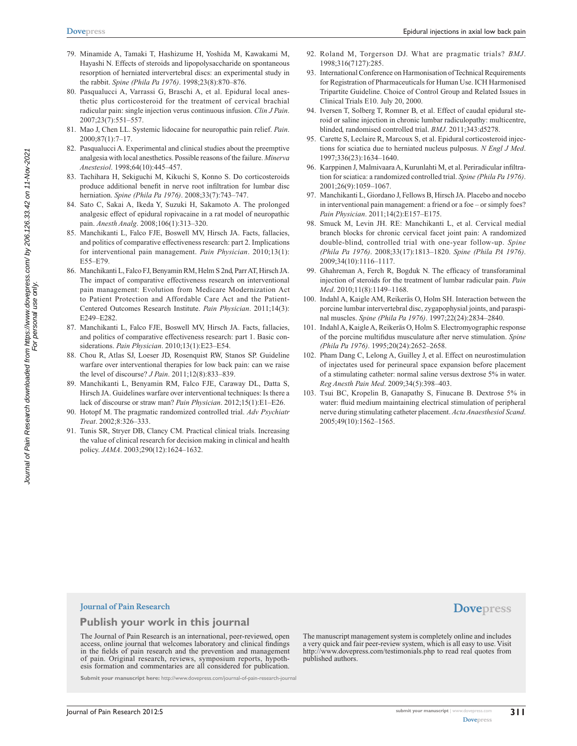79. Minamide A, Tamaki T, Hashizume H, Yoshida M, Kawakami M, Hayashi N. Effects of steroids and lipopolysaccharide on spontaneous resorption of herniated intervertebral discs: an experimental study in the rabbit. *Spine (Phila Pa 1976)*. 1998;23(8):870–876.
80. Pasqualucci A, Varrassi G, Braschi A, et al. Epidural local anesthetic plus corticosteroid for the treatment of cervical brachial radicular pain: single injection verus continuous infusion. *Clin J Pain*. 2007;23(7):551–557.
81. Mao J, Chen LL. Systemic lidocaine for neuropathic pain relief. *Pain*. 2000;87(1):7–17.
82. Pasqualucci A. Experimental and clinical studies about the preemptive analgesia with local anesthetics. Possible reasons of the failure. *Minerva Anestesiol*. 1998;64(10):445–457.
83. Tachihara H, Sekiguchi M, Kikuchi S, Konno S. Do corticosteroids produce additional benefit in nerve root infiltration for lumbar disc herniation. *Spine (Phila Pa 1976)*. 2008;33(7):743–747.
84. Sato C, Sakai A, Ikeda Y, Suzuki H, Sakamoto A. The prolonged analgesic effect of epidural ropivacaine in a rat model of neuropathic pain. *Anesth Analg*. 2008;106(1):313–320.
85. Manchikanti L, Falco FJE, Boswell MV, Hirsch JA. Facts, fallacies, and politics of comparative effectiveness research: part 2. Implications for interventional pain management. *Pain Physician*. 2010;13(1): E55–E79.
86. Manchikanti L, Falco FJ, Benyamin RM, Helm S 2nd, Parr AT, Hirsch JA. The impact of comparative effectiveness research on interventional pain management: Evolution from Medicare Modernization Act to Patient Protection and Affordable Care Act and the Patient-Centered Outcomes Research Institute. *Pain Physician*. 2011;14(3): E249–E282.
87. Manchikanti L, Falco FJE, Boswell MV, Hirsch JA. Facts, fallacies, and politics of comparative effectiveness research: part 1. Basic considerations. *Pain Physician*. 2010;13(1):E23–E54.
88. Chou R, Atlas SJ, Loeser JD, Rosenquist RW, Stanos SP. Guideline warfare over interventional therapies for low back pain: can we raise the level of discourse? *J Pain*. 2011;12(8):833–839.
89. Manchikanti L, Benyamin RM, Falco FJE, Caraway DL, Datta S, Hirsch JA. Guidelines warfare over interventional techniques: Is there a lack of discourse or straw man? *Pain Physician*. 2012;15(1):E1–E26.
90. Hotopf M. The pragmatic randomized controlled trial. *Adv Psychiatr Treat*. 2002;8:326–333.
91. Tunis SR, Stryer DB, Clancy CM. Practical clinical trials. Increasing the value of clinical research for decision making in clinical and health policy. *JAMA*. 2003;290(12):1624–1632.
92. Roland M, Torgerson DJ. What are pragmatic trials? *BMJ*. 1998;316(7127):285.
93. International Conference on Harmonisation of Technical Requirements for Registration of Pharmaceuticals for Human Use. ICH Harmonised Tripartite Guideline. Choice of Control Group and Related Issues in Clinical Trials E10. July 20, 2000.
94. Iversen T, Solberg T, Romner B, et al. Effect of caudal epidural steroid or saline injection in chronic lumbar radiculopathy: multicentre, blinded, randomised controlled trial. *BMJ*. 2011;343:d5278.
95. Carette S, Leclaire R, Marcoux S, et al. Epidural corticosteroid injections for sciatica due to herniated nucleus pulposus. *N Engl J Med*. 1997;336(23):1634–1640.
96. Karppinen J, Malmivaara A, Kurunlahti M, et al. Periradicular infiltration for sciatica: a randomized controlled trial. *Spine (Phila Pa 1976)*. 2001;26(9):1059–1067.
97. Manchikanti L, Giordano J, Fellows B, Hirsch JA. Placebo and nocebo in interventional pain management: a friend or a foe – or simply foes? *Pain Physician*. 2011;14(2):E157–E175.
98. Smuck M, Levin JH. RE: Manchikanti L, et al. Cervical medial branch blocks for chronic cervical facet joint pain: A randomized double-blind, controlled trial with one-year follow-up. *Spine (Phila Pa 1976)*. 2008;33(17):1813–1820. *Spine (Phila PA 1976)*. 2009;34(10):1116–1117.
99. Ghahreman A, Ferch R, Bogduk N. The efficacy of transforaminal injection of steroids for the treatment of lumbar radicular pain. *Pain Med*. 2010;11(8):1149–1168.
100. Indahl A, Kaigle AM, Reikeräs O, Holm SH. Interaction between the porcine lumbar intervertebral disc, zygapophysial joints, and paraspinal muscles. *Spine (Phila Pa 1976)*. 1997;22(24):2834–2840.
101. Indahl A, Kaigle A, Reikeräs O, Holm S. Electromyographic response of the porcine multifidus musculature after nerve stimulation. *Spine (Phila Pa 1976)*. 1995;20(24):2652–2658.
102. Pham Dang C, Lelong A, Guilley J, et al. Effect on neurostimulation of injectates used for perineural space expansion before placement of a stimulating catheter: normal saline versus dextrose 5% in water. *Reg Anesth Pain Med*. 2009;34(5):398–403.
103. Tsui BC, Kropelin B, Ganapathy S, Finucane B. Dextrose 5% in water: fluid medium maintaining electrical stimulation of peripheral nerve during stimulating catheter placement. *Acta Anaesthesiol Scand*. 2005;49(10):1562–1565.

**Journal of Pain Research**

## Publish your work in this journal

The Journal of Pain Research is an international, peer-reviewed, open access, online journal that welcomes laboratory and clinical findings in the fields of pain research and the prevention and management of pain. Original research, reviews, symposium reports, hypothesis formation and commentaries are all considered for publication. The manuscript management system is completely online and includes a very quick and fair peer-review system, which is all easy to use. Visit http://www.dovepress.com/testimonials.php to read real quotes from published authors.

**Submit your manuscript here:** http://www.dovepress.com/journal-of-pain-research-journal